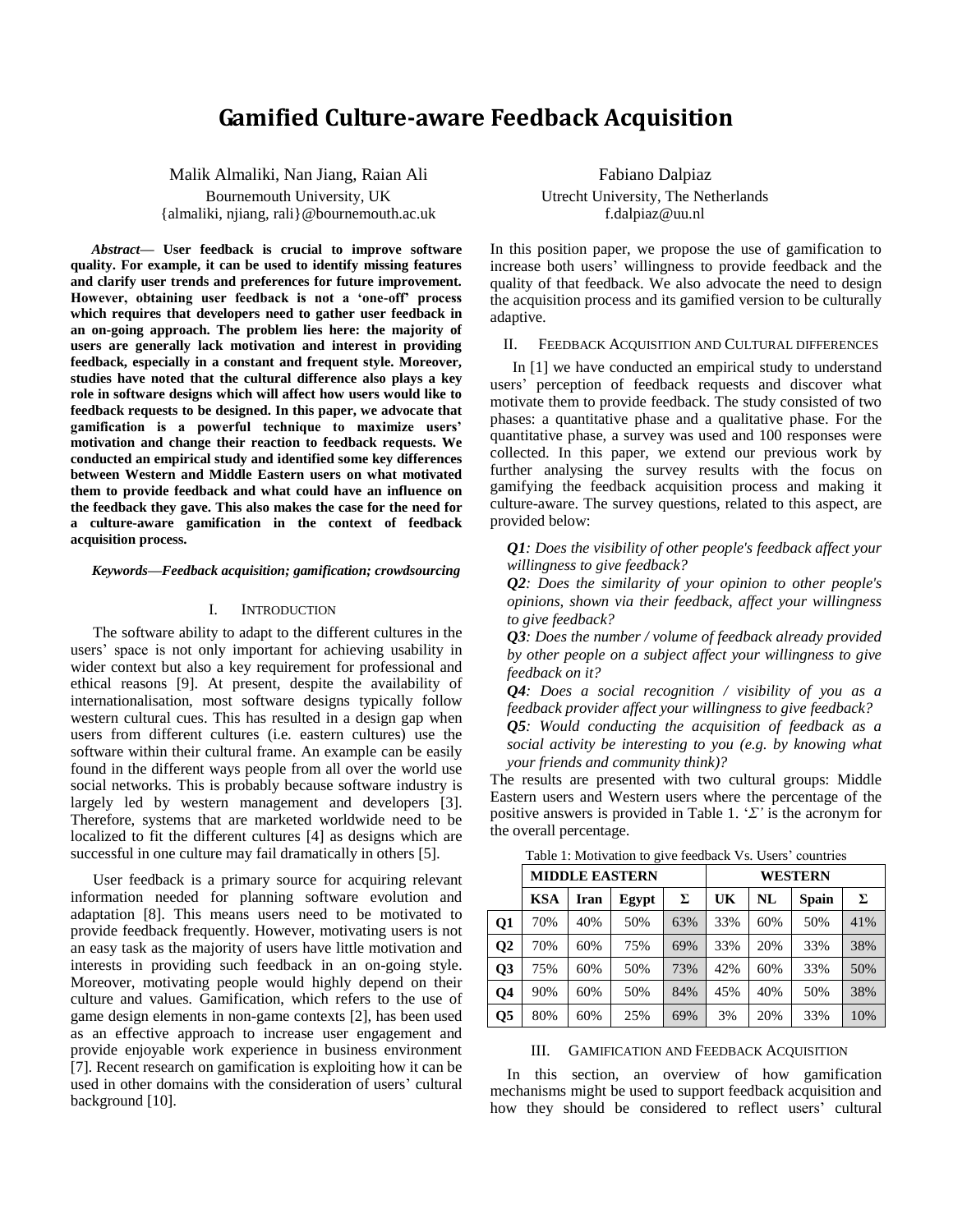# Gamified Culture-aware Feedback Acquisition

Malik Almaliki, Nan Jiang, Raian Ali
Bournemouth University, UK
{almaliki, njiang, rali}@bournemouth.ac.uk

Fabiano Dalpiaz
Utrecht University, The Netherlands
f.dalpiaz@uu.nl

***Abstract*— User feedback is crucial to improve software quality. For example, it can be used to identify missing features and clarify user trends and preferences for future improvement. However, obtaining user feedback is not a 'one-off' process which requires that developers need to gather user feedback in an on-going approach. The problem lies here: the majority of users are generally lack motivation and interest in providing feedback, especially in a constant and frequent style. Moreover, studies have noted that the cultural difference also plays a key role in software designs which will affect how users would like to feedback requests to be designed. In this paper, we advocate that gamification is a powerful technique to maximize users' motivation and change their reaction to feedback requests. We conducted an empirical study and identified some key differences between Western and Middle Eastern users on what motivated them to provide feedback and what could have an influence on the feedback they gave. This also makes the case for the need for a culture-aware gamification in the context of feedback acquisition process.**

***Keywords—Feedback acquisition; gamification; crowdsourcing***

## I. Introduction

The software ability to adapt to the different cultures in the users' space is not only important for achieving usability in wider context but also a key requirement for professional and ethical reasons [9]. At present, despite the availability of internationalisation, most software designs typically follow western cultural cues. This has resulted in a design gap when users from different cultures (i.e. eastern cultures) use the software within their cultural frame. An example can be easily found in the different ways people from all over the world use social networks. This is probably because software industry is largely led by western management and developers [3]. Therefore, systems that are marketed worldwide need to be localized to fit the different cultures [4] as designs which are successful in one culture may fail dramatically in others [5].

User feedback is a primary source for acquiring relevant information needed for planning software evolution and adaptation [8]. This means users need to be motivated to provide feedback frequently. However, motivating users is not an easy task as the majority of users have little motivation and interests in providing such feedback in an on-going style. Moreover, motivating people would highly depend on their culture and values. Gamification, which refers to the use of game design elements in non-game contexts [2], has been used as an effective approach to increase user engagement and provide enjoyable work experience in business environment [7]. Recent research on gamification is exploiting how it can be used in other domains with the consideration of users' cultural background [10].

In this position paper, we propose the use of gamification to increase both users' willingness to provide feedback and the quality of that feedback. We also advocate the need to design the acquisition process and its gamified version to be culturally adaptive.

## II. Feedback Acquisition and Cultural Differences

In [1] we have conducted an empirical study to understand users' perception of feedback requests and discover what motivate them to provide feedback. The study consisted of two phases: a quantitative phase and a qualitative phase. For the quantitative phase, a survey was used and 100 responses were collected. In this paper, we extend our previous work by further analysing the survey results with the focus on gamifying the feedback acquisition process and making it culture-aware. The survey questions, related to this aspect, are provided below:

***Q1****: Does the visibility of other people's feedback affect your willingness to give feedback?*
***Q2****: Does the similarity of your opinion to other people's opinions, shown via their feedback, affect your willingness to give feedback?*
***Q3****: Does the number / volume of feedback already provided by other people on a subject affect your willingness to give feedback on it?*
***Q4****: Does a social recognition / visibility of you as a feedback provider affect your willingness to give feedback?*
***Q5****: Would conducting the acquisition of feedback as a social activity be interesting to you (e.g. by knowing what your friends and community think)?*

The results are presented with two cultural groups: Middle Eastern users and Western users where the percentage of the positive answers is provided in Table 1. '*Σ*' is the acronym for the overall percentage.

Table 1: Motivation to give feedback Vs. Users' countries

| | MIDDLE EASTERN | | | | WESTERN | | | |
|---|---|---|---|---|---|---|---|---|
| | KSA | Iran | Egypt | Σ | UK | NL | Spain | Σ |
| Q1 | 70% | 40% | 50% | 63% | 33% | 60% | 50% | 41% |
| Q2 | 70% | 60% | 75% | 69% | 33% | 20% | 33% | 38% |
| Q3 | 75% | 60% | 50% | 73% | 42% | 60% | 33% | 50% |
| Q4 | 90% | 60% | 50% | 84% | 45% | 40% | 50% | 38% |
| Q5 | 80% | 60% | 25% | 69% | 3% | 20% | 33% | 10% |

## III. Gamification and Feedback Acquisition

In this section, an overview of how gamification mechanisms might be used to support feedback acquisition and how they should be considered to reflect users' cultural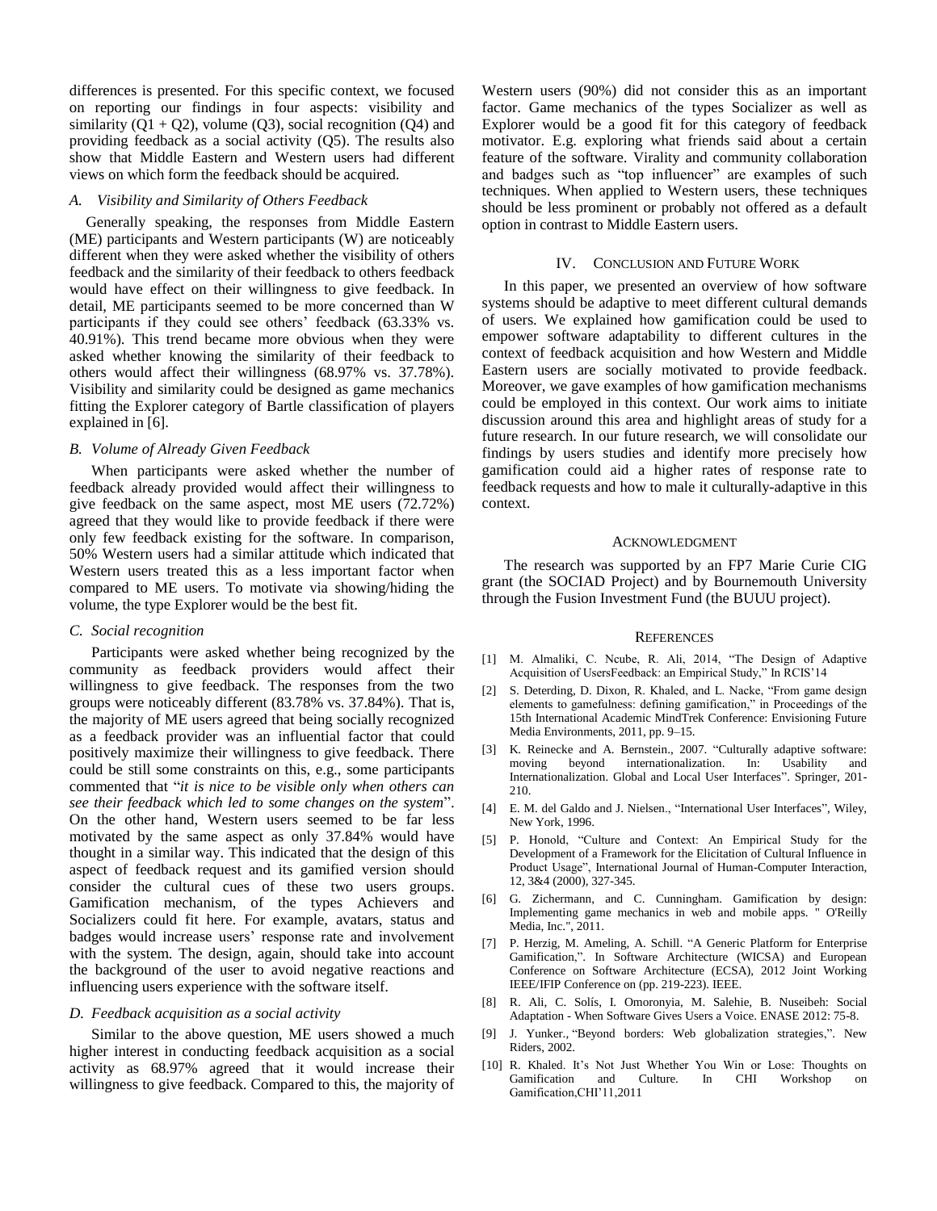differences is presented. For this specific context, we focused on reporting our findings in four aspects: visibility and similarity (Q1 + Q2), volume (Q3), social recognition (Q4) and providing feedback as a social activity (Q5). The results also show that Middle Eastern and Western users had different views on which form the feedback should be acquired.

### *A. Visibility and Similarity of Others Feedback*

Generally speaking, the responses from Middle Eastern (ME) participants and Western participants (W) are noticeably different when they were asked whether the visibility of others feedback and the similarity of their feedback to others feedback would have effect on their willingness to give feedback. In detail, ME participants seemed to be more concerned than W participants if they could see others' feedback (63.33% vs. 40.91%). This trend became more obvious when they were asked whether knowing the similarity of their feedback to others would affect their willingness (68.97% vs. 37.78%). Visibility and similarity could be designed as game mechanics fitting the Explorer category of Bartle classification of players explained in [6].

### *B. Volume of Already Given Feedback*

When participants were asked whether the number of feedback already provided would affect their willingness to give feedback on the same aspect, most ME users (72.72%) agreed that they would like to provide feedback if there were only few feedback existing for the software. In comparison, 50% Western users had a similar attitude which indicated that Western users treated this as a less important factor when compared to ME users. To motivate via showing/hiding the volume, the type Explorer would be the best fit.

### *C. Social recognition*

Participants were asked whether being recognized by the community as feedback providers would affect their willingness to give feedback. The responses from the two groups were noticeably different (83.78% vs. 37.84%). That is, the majority of ME users agreed that being socially recognized as a feedback provider was an influential factor that could positively maximize their willingness to give feedback. There could be still some constraints on this, e.g., some participants commented that "*it is nice to be visible only when others can see their feedback which led to some changes on the system*". On the other hand, Western users seemed to be far less motivated by the same aspect as only 37.84% would have thought in a similar way. This indicated that the design of this aspect of feedback request and its gamified version should consider the cultural cues of these two users groups. Gamification mechanism, of the types Achievers and Socializers could fit here. For example, avatars, status and badges would increase users' response rate and involvement with the system. The design, again, should take into account the background of the user to avoid negative reactions and influencing users experience with the software itself.

### *D. Feedback acquisition as a social activity*

Similar to the above question, ME users showed a much higher interest in conducting feedback acquisition as a social activity as 68.97% agreed that it would increase their willingness to give feedback. Compared to this, the majority of Western users (90%) did not consider this as an important factor. Game mechanics of the types Socializer as well as Explorer would be a good fit for this category of feedback motivator. E.g. exploring what friends said about a certain feature of the software. Virality and community collaboration and badges such as "top influencer" are examples of such techniques. When applied to Western users, these techniques should be less prominent or probably not offered as a default option in contrast to Middle Eastern users.

## IV. Conclusion and Future Work

In this paper, we presented an overview of how software systems should be adaptive to meet different cultural demands of users. We explained how gamification could be used to empower software adaptability to different cultures in the context of feedback acquisition and how Western and Middle Eastern users are socially motivated to provide feedback. Moreover, we gave examples of how gamification mechanisms could be employed in this context. Our work aims to initiate discussion around this area and highlight areas of study for a future research. In our future research, we will consolidate our findings by users studies and identify more precisely how gamification could aid a higher rates of response rate to feedback requests and how to male it culturally-adaptive in this context.

## Acknowledgment

The research was supported by an FP7 Marie Curie CIG grant (the SOCIAD Project) and by Bournemouth University through the Fusion Investment Fund (the BUUU project).

## References

[1] M. Almaliki, C. Ncube, R. Ali, 2014, "The Design of Adaptive Acquisition of UsersFeedback: an Empirical Study," In RCIS'14

[2] S. Deterding, D. Dixon, R. Khaled, and L. Nacke, "From game design elements to gamefulness: defining gamification," in Proceedings of the 15th International Academic MindTrek Conference: Envisioning Future Media Environments, 2011, pp. 9–15.

[3] K. Reinecke and A. Bernstein., 2007. "Culturally adaptive software: moving beyond internationalization. In: Usability and Internationalization. Global and Local User Interfaces". Springer, 201-210.

[4] E. M. del Galdo and J. Nielsen., "International User Interfaces", Wiley, New York, 1996.

[5] P. Honold, "Culture and Context: An Empirical Study for the Development of a Framework for the Elicitation of Cultural Influence in Product Usage", International Journal of Human-Computer Interaction, 12, 3&4 (2000), 327-345.

[6] G. Zichermann, and C. Cunningham. Gamification by design: Implementing game mechanics in web and mobile apps. " O'Reilly Media, Inc.", 2011.

[7] P. Herzig, M. Ameling, A. Schill. "A Generic Platform for Enterprise Gamification,". In Software Architecture (WICSA) and European Conference on Software Architecture (ECSA), 2012 Joint Working IEEE/IFIP Conference on (pp. 219-223). IEEE.

[8] R. Ali, C. Solís, I. Omoronyia, M. Salehie, B. Nuseibeh: Social Adaptation - When Software Gives Users a Voice. ENASE 2012: 75-8.

[9] J. Yunker., "Beyond borders: Web globalization strategies,". New Riders, 2002.

[10] R. Khaled. It's Not Just Whether You Win or Lose: Thoughts on Gamification and Culture. In CHI Workshop on Gamification,CHI'11,2011